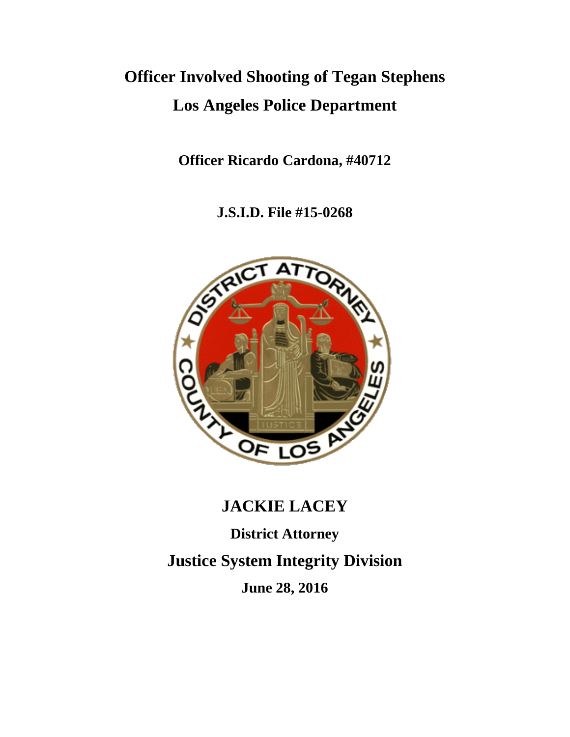# Officer Involved Shooting of Tegan Stephens

## Los Angeles Police Department

**Officer Ricardo Cardona, #40712**

**J.S.I.D. File #15-0268**

## JACKIE LACEY

**District Attorney**

## Justice System Integrity Division

**June 28, 2016**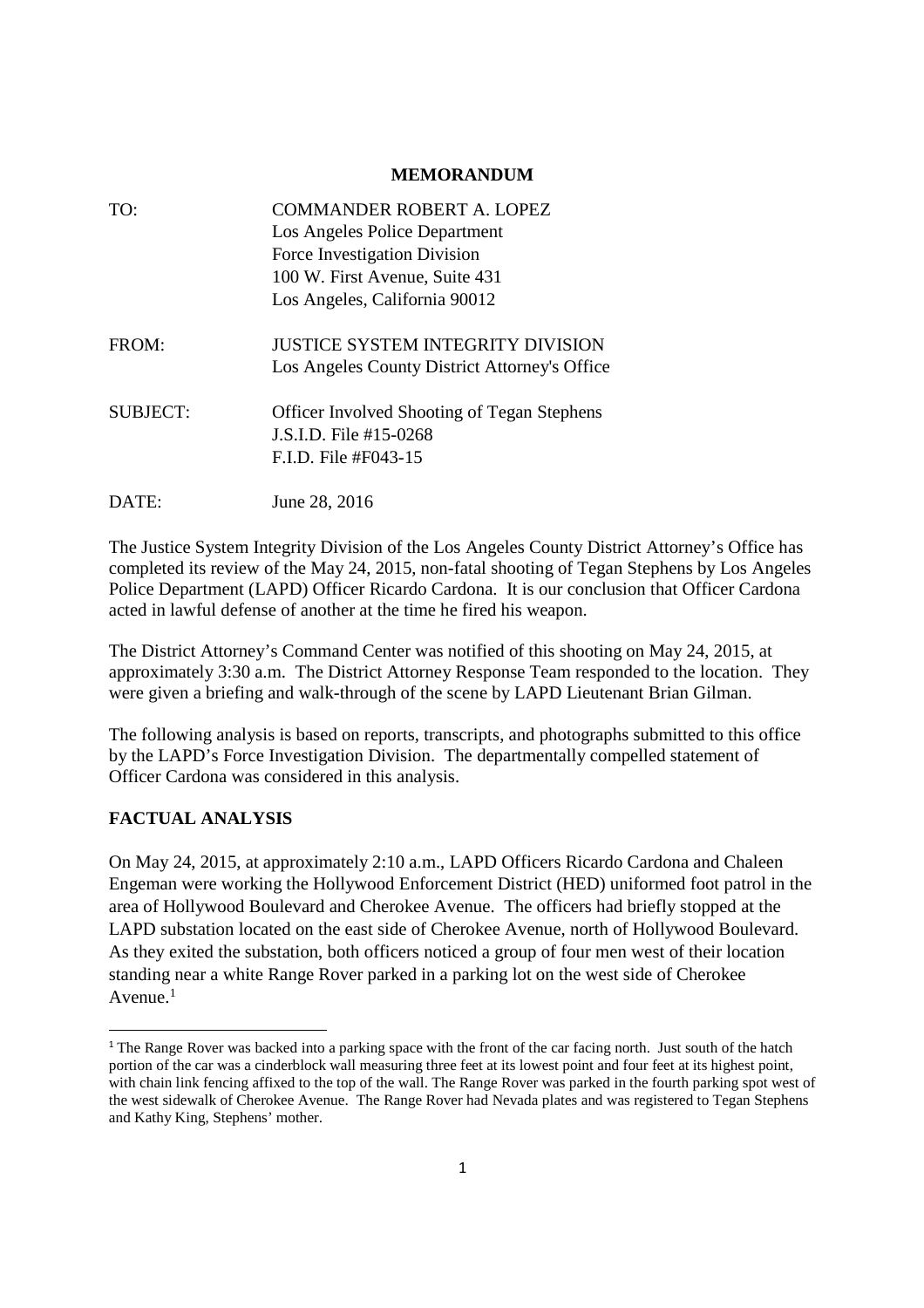**MEMORANDUM**

TO: COMMANDER ROBERT A. LOPEZ
Los Angeles Police Department
Force Investigation Division
100 W. First Avenue, Suite 431
Los Angeles, California 90012

FROM: JUSTICE SYSTEM INTEGRITY DIVISION
Los Angeles County District Attorney's Office

SUBJECT: Officer Involved Shooting of Tegan Stephens
J.S.I.D. File #15-0268
F.I.D. File #F043-15

DATE: June 28, 2016

The Justice System Integrity Division of the Los Angeles County District Attorney's Office has completed its review of the May 24, 2015, non-fatal shooting of Tegan Stephens by Los Angeles Police Department (LAPD) Officer Ricardo Cardona. It is our conclusion that Officer Cardona acted in lawful defense of another at the time he fired his weapon.

The District Attorney's Command Center was notified of this shooting on May 24, 2015, at approximately 3:30 a.m. The District Attorney Response Team responded to the location. They were given a briefing and walk-through of the scene by LAPD Lieutenant Brian Gilman.

The following analysis is based on reports, transcripts, and photographs submitted to this office by the LAPD's Force Investigation Division. The departmentally compelled statement of Officer Cardona was considered in this analysis.

**FACTUAL ANALYSIS**

On May 24, 2015, at approximately 2:10 a.m., LAPD Officers Ricardo Cardona and Chaleen Engeman were working the Hollywood Enforcement District (HED) uniformed foot patrol in the area of Hollywood Boulevard and Cherokee Avenue. The officers had briefly stopped at the LAPD substation located on the east side of Cherokee Avenue, north of Hollywood Boulevard. As they exited the substation, both officers noticed a group of four men west of their location standing near a white Range Rover parked in a parking lot on the west side of Cherokee Avenue.[1]

[1] The Range Rover was backed into a parking space with the front of the car facing north. Just south of the hatch portion of the car was a cinderblock wall measuring three feet at its lowest point and four feet at its highest point, with chain link fencing affixed to the top of the wall. The Range Rover was parked in the fourth parking spot west of the west sidewalk of Cherokee Avenue. The Range Rover had Nevada plates and was registered to Tegan Stephens and Kathy King, Stephens' mother.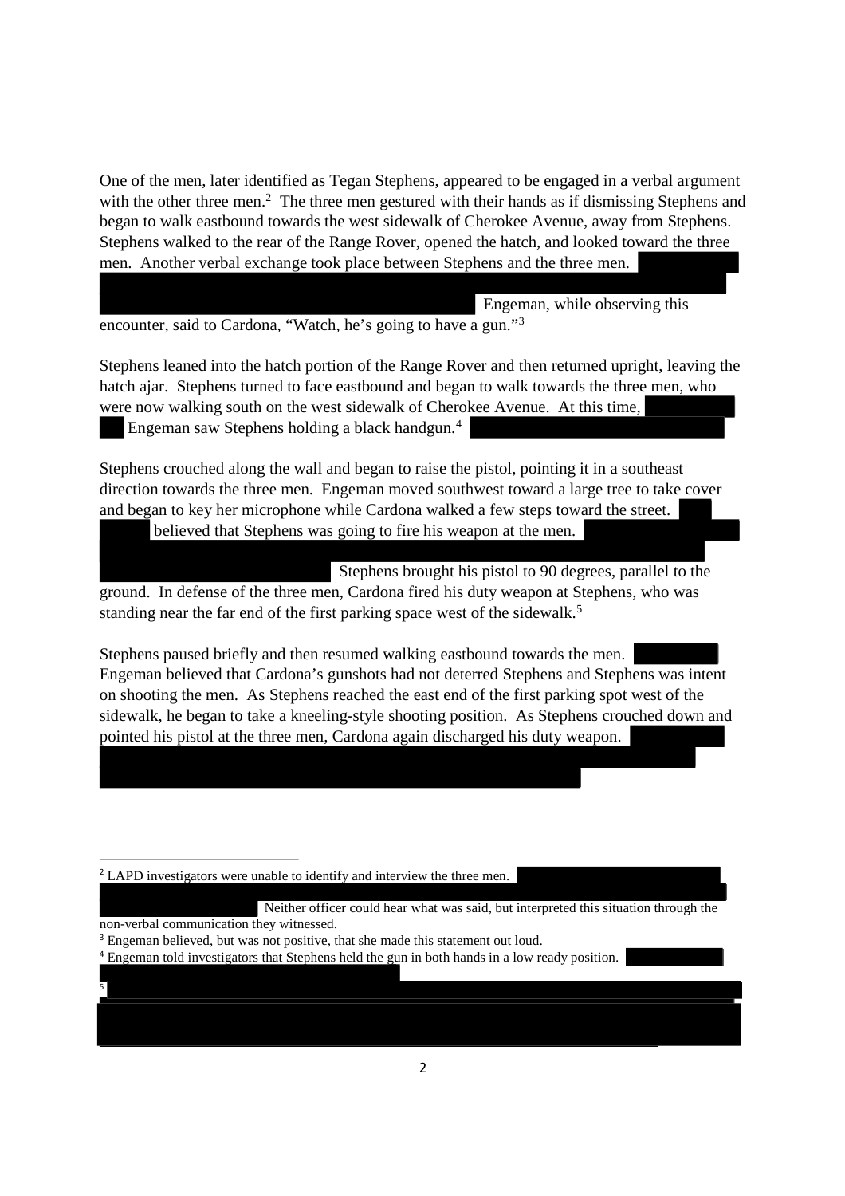One of the men, later identified as Tegan Stephens, appeared to be engaged in a verbal argument with the other three men.[2] The three men gestured with their hands as if dismissing Stephens and began to walk eastbound towards the west sidewalk of Cherokee Avenue, away from Stephens. Stephens walked to the rear of the Range Rover, opened the hatch, and looked toward the three men. Another verbal exchange took place between Stephens and the three men. Engeman, while observing this encounter, said to Cardona, "Watch, he's going to have a gun."[3]

Stephens leaned into the hatch portion of the Range Rover and then returned upright, leaving the hatch ajar. Stephens turned to face eastbound and began to walk towards the three men, who were now walking south on the west sidewalk of Cherokee Avenue. At this time, Engeman saw Stephens holding a black handgun.[4]

Stephens crouched along the wall and began to raise the pistol, pointing it in a southeast direction towards the three men. Engeman moved southwest toward a large tree to take cover and began to key her microphone while Cardona walked a few steps toward the street. believed that Stephens was going to fire his weapon at the men. Stephens brought his pistol to 90 degrees, parallel to the ground. In defense of the three men, Cardona fired his duty weapon at Stephens, who was standing near the far end of the first parking space west of the sidewalk.[5]

Stephens paused briefly and then resumed walking eastbound towards the men. Engeman believed that Cardona's gunshots had not deterred Stephens and Stephens was intent on shooting the men. As Stephens reached the east end of the first parking spot west of the sidewalk, he began to take a kneeling-style shooting position. As Stephens crouched down and pointed his pistol at the three men, Cardona again discharged his duty weapon.

---

[2] LAPD investigators were unable to identify and interview the three men. Neither officer could hear what was said, but interpreted this situation through the non-verbal communication they witnessed.

[3] Engeman believed, but was not positive, that she made this statement out loud.

[4] Engeman told investigators that Stephens held the gun in both hands in a low ready position.

[5]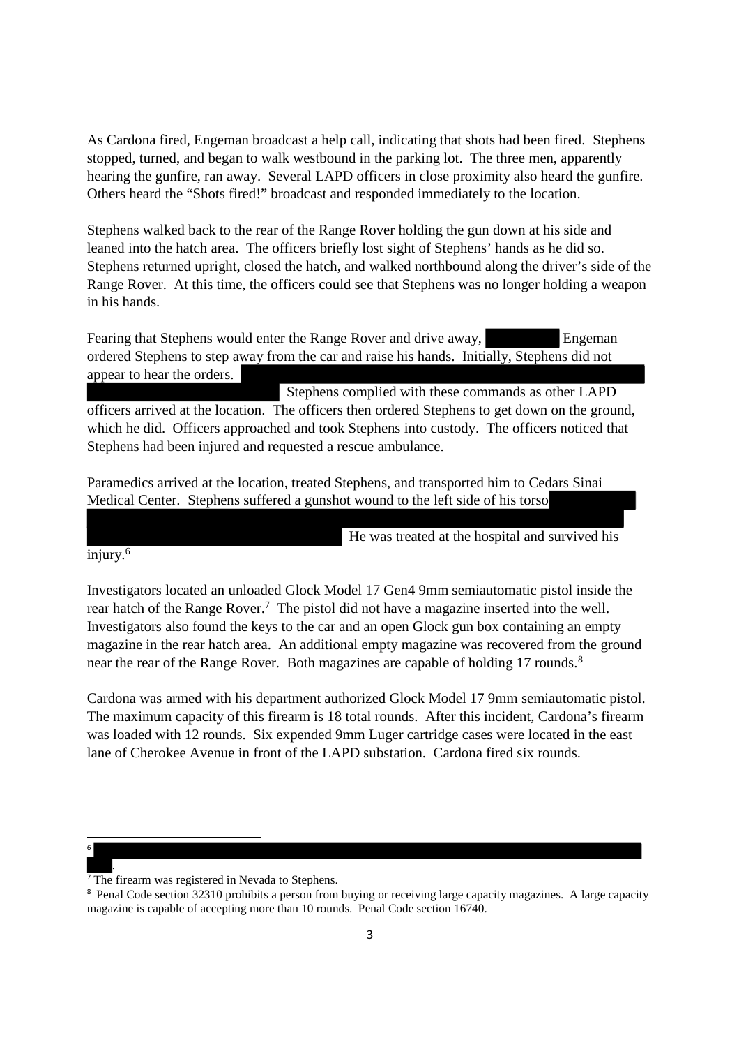As Cardona fired, Engeman broadcast a help call, indicating that shots had been fired. Stephens stopped, turned, and began to walk westbound in the parking lot. The three men, apparently hearing the gunfire, ran away. Several LAPD officers in close proximity also heard the gunfire. Others heard the "Shots fired!" broadcast and responded immediately to the location.

Stephens walked back to the rear of the Range Rover holding the gun down at his side and leaned into the hatch area. The officers briefly lost sight of Stephens' hands as he did so. Stephens returned upright, closed the hatch, and walked northbound along the driver's side of the Range Rover. At this time, the officers could see that Stephens was no longer holding a weapon in his hands.

Fearing that Stephens would enter the Range Rover and drive away, Engeman ordered Stephens to step away from the car and raise his hands. Initially, Stephens did not appear to hear the orders. Stephens complied with these commands as other LAPD officers arrived at the location. The officers then ordered Stephens to get down on the ground, which he did. Officers approached and took Stephens into custody. The officers noticed that Stephens had been injured and requested a rescue ambulance.

Paramedics arrived at the location, treated Stephens, and transported him to Cedars Sinai Medical Center. Stephens suffered a gunshot wound to the left side of his torso He was treated at the hospital and survived his injury.[6]

Investigators located an unloaded Glock Model 17 Gen4 9mm semiautomatic pistol inside the rear hatch of the Range Rover.[7] The pistol did not have a magazine inserted into the well. Investigators also found the keys to the car and an open Glock gun box containing an empty magazine in the rear hatch area. An additional empty magazine was recovered from the ground near the rear of the Range Rover. Both magazines are capable of holding 17 rounds.[8]

Cardona was armed with his department authorized Glock Model 17 9mm semiautomatic pistol. The maximum capacity of this firearm is 18 total rounds. After this incident, Cardona's firearm was loaded with 12 rounds. Six expended 9mm Luger cartridge cases were located in the east lane of Cherokee Avenue in front of the LAPD substation. Cardona fired six rounds.

---

[6] .

[7] The firearm was registered in Nevada to Stephens.

[8] Penal Code section 32310 prohibits a person from buying or receiving large capacity magazines. A large capacity magazine is capable of accepting more than 10 rounds. Penal Code section 16740.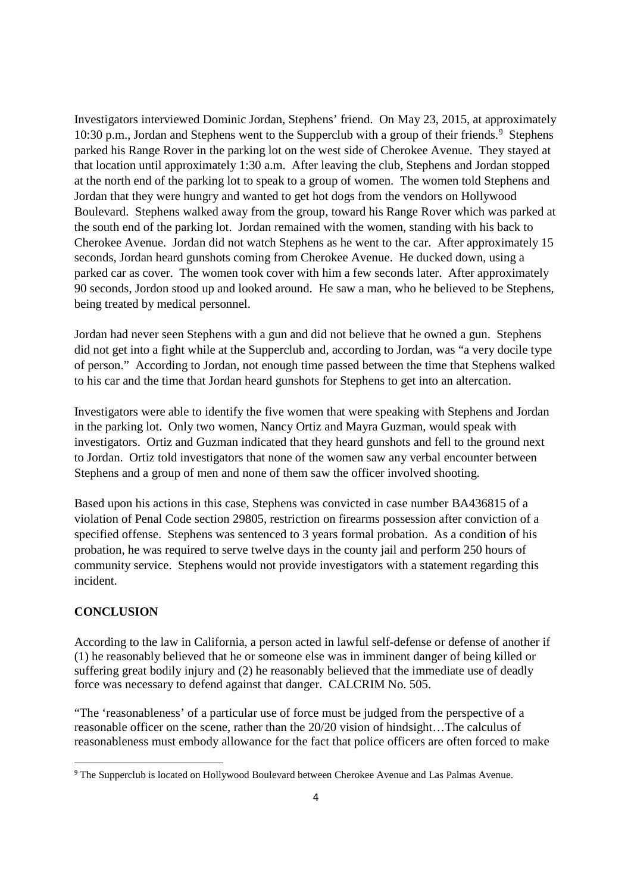Investigators interviewed Dominic Jordan, Stephens' friend. On May 23, 2015, at approximately 10:30 p.m., Jordan and Stephens went to the Supperclub with a group of their friends.[9] Stephens parked his Range Rover in the parking lot on the west side of Cherokee Avenue. They stayed at that location until approximately 1:30 a.m. After leaving the club, Stephens and Jordan stopped at the north end of the parking lot to speak to a group of women. The women told Stephens and Jordan that they were hungry and wanted to get hot dogs from the vendors on Hollywood Boulevard. Stephens walked away from the group, toward his Range Rover which was parked at the south end of the parking lot. Jordan remained with the women, standing with his back to Cherokee Avenue. Jordan did not watch Stephens as he went to the car. After approximately 15 seconds, Jordan heard gunshots coming from Cherokee Avenue. He ducked down, using a parked car as cover. The women took cover with him a few seconds later. After approximately 90 seconds, Jordon stood up and looked around. He saw a man, who he believed to be Stephens, being treated by medical personnel.

Jordan had never seen Stephens with a gun and did not believe that he owned a gun. Stephens did not get into a fight while at the Supperclub and, according to Jordan, was "a very docile type of person." According to Jordan, not enough time passed between the time that Stephens walked to his car and the time that Jordan heard gunshots for Stephens to get into an altercation.

Investigators were able to identify the five women that were speaking with Stephens and Jordan in the parking lot. Only two women, Nancy Ortiz and Mayra Guzman, would speak with investigators. Ortiz and Guzman indicated that they heard gunshots and fell to the ground next to Jordan. Ortiz told investigators that none of the women saw any verbal encounter between Stephens and a group of men and none of them saw the officer involved shooting.

Based upon his actions in this case, Stephens was convicted in case number BA436815 of a violation of Penal Code section 29805, restriction on firearms possession after conviction of a specified offense. Stephens was sentenced to 3 years formal probation. As a condition of his probation, he was required to serve twelve days in the county jail and perform 250 hours of community service. Stephens would not provide investigators with a statement regarding this incident.

## CONCLUSION

According to the law in California, a person acted in lawful self-defense or defense of another if (1) he reasonably believed that he or someone else was in imminent danger of being killed or suffering great bodily injury and (2) he reasonably believed that the immediate use of deadly force was necessary to defend against that danger. CALCRIM No. 505.

"The 'reasonableness' of a particular use of force must be judged from the perspective of a reasonable officer on the scene, rather than the 20/20 vision of hindsight…The calculus of reasonableness must embody allowance for the fact that police officers are often forced to make

[9] The Supperclub is located on Hollywood Boulevard between Cherokee Avenue and Las Palmas Avenue.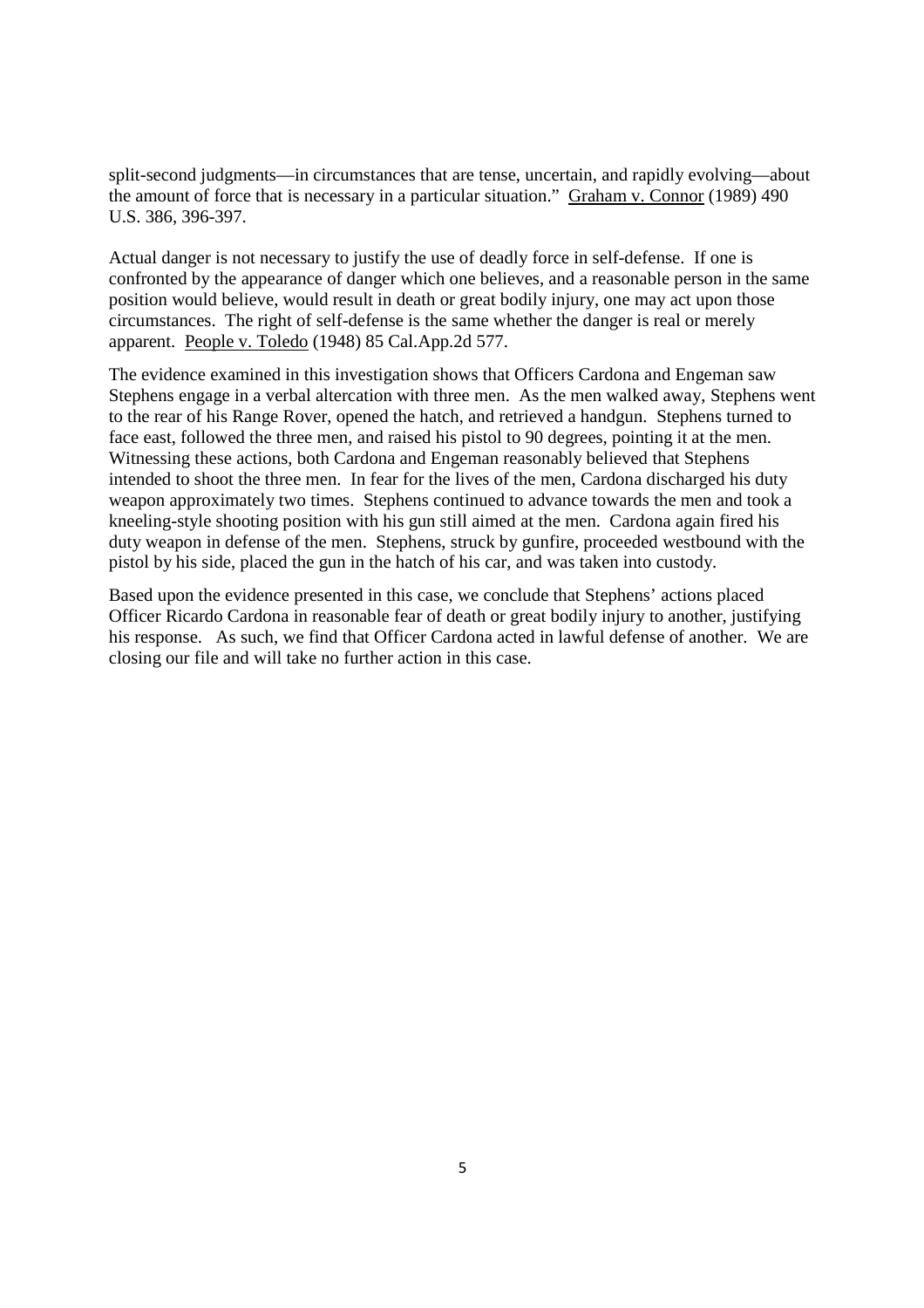split-second judgments—in circumstances that are tense, uncertain, and rapidly evolving—about the amount of force that is necessary in a particular situation." Graham v. Connor (1989) 490 U.S. 386, 396-397.

Actual danger is not necessary to justify the use of deadly force in self-defense. If one is confronted by the appearance of danger which one believes, and a reasonable person in the same position would believe, would result in death or great bodily injury, one may act upon those circumstances. The right of self-defense is the same whether the danger is real or merely apparent. People v. Toledo (1948) 85 Cal.App.2d 577.

The evidence examined in this investigation shows that Officers Cardona and Engeman saw Stephens engage in a verbal altercation with three men. As the men walked away, Stephens went to the rear of his Range Rover, opened the hatch, and retrieved a handgun. Stephens turned to face east, followed the three men, and raised his pistol to 90 degrees, pointing it at the men. Witnessing these actions, both Cardona and Engeman reasonably believed that Stephens intended to shoot the three men. In fear for the lives of the men, Cardona discharged his duty weapon approximately two times. Stephens continued to advance towards the men and took a kneeling-style shooting position with his gun still aimed at the men. Cardona again fired his duty weapon in defense of the men. Stephens, struck by gunfire, proceeded westbound with the pistol by his side, placed the gun in the hatch of his car, and was taken into custody.

Based upon the evidence presented in this case, we conclude that Stephens' actions placed Officer Ricardo Cardona in reasonable fear of death or great bodily injury to another, justifying his response. As such, we find that Officer Cardona acted in lawful defense of another. We are closing our file and will take no further action in this case.